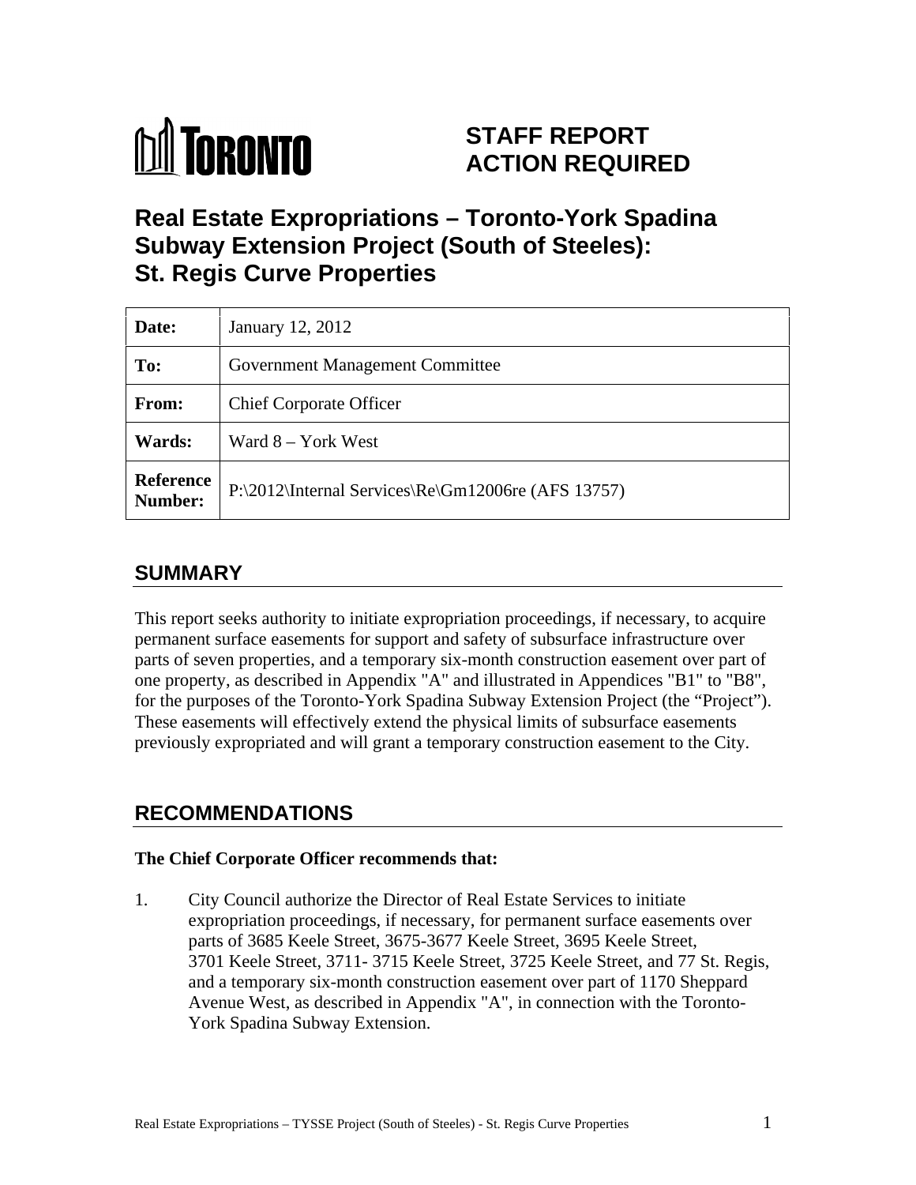# STAFF REPORT ACTION REQUIRED

## Real Estate Expropriations – Toronto-York Spadina Subway Extension Project (South of Steeles): St. Regis Curve Properties

| Date: | January 12, 2012 |
|---|---|
| To: | Government Management Committee |
| From: | Chief Corporate Officer |
| Wards: | Ward 8 – York West |
| Reference Number: | P:\2012\Internal Services\Re\Gm12006re (AFS 13757) |

## SUMMARY

This report seeks authority to initiate expropriation proceedings, if necessary, to acquire permanent surface easements for support and safety of subsurface infrastructure over parts of seven properties, and a temporary six-month construction easement over part of one property, as described in Appendix "A" and illustrated in Appendices "B1" to "B8", for the purposes of the Toronto-York Spadina Subway Extension Project (the "Project"). These easements will effectively extend the physical limits of subsurface easements previously expropriated and will grant a temporary construction easement to the City.

## RECOMMENDATIONS

**The Chief Corporate Officer recommends that:**

1. City Council authorize the Director of Real Estate Services to initiate expropriation proceedings, if necessary, for permanent surface easements over parts of 3685 Keele Street, 3675-3677 Keele Street, 3695 Keele Street, 3701 Keele Street, 3711- 3715 Keele Street, 3725 Keele Street, and 77 St. Regis, and a temporary six-month construction easement over part of 1170 Sheppard Avenue West, as described in Appendix "A", in connection with the Toronto-York Spadina Subway Extension.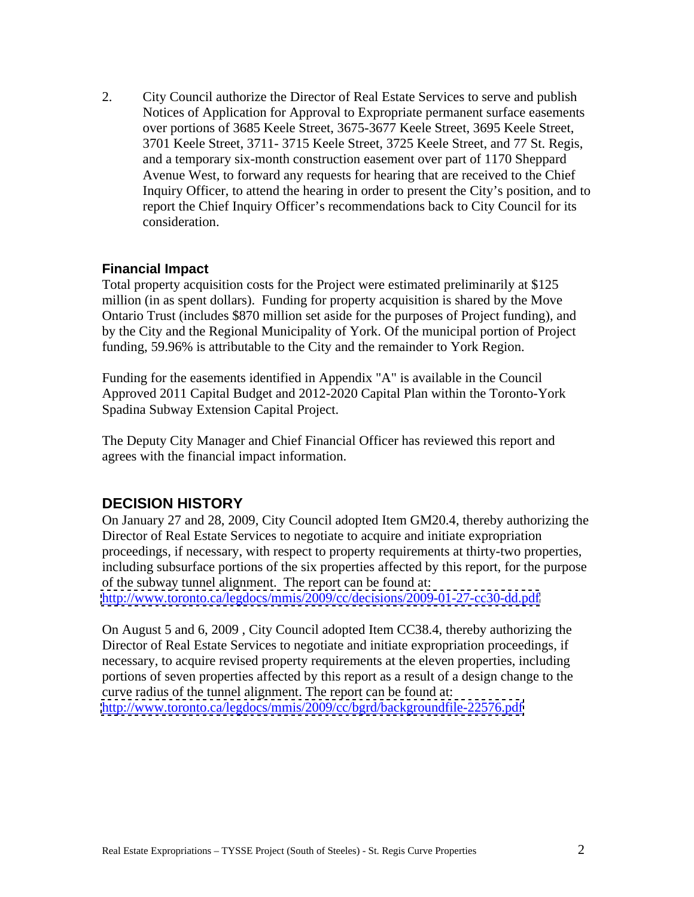2. City Council authorize the Director of Real Estate Services to serve and publish Notices of Application for Approval to Expropriate permanent surface easements over portions of 3685 Keele Street, 3675-3677 Keele Street, 3695 Keele Street, 3701 Keele Street, 3711- 3715 Keele Street, 3725 Keele Street, and 77 St. Regis, and a temporary six-month construction easement over part of 1170 Sheppard Avenue West, to forward any requests for hearing that are received to the Chief Inquiry Officer, to attend the hearing in order to present the City's position, and to report the Chief Inquiry Officer's recommendations back to City Council for its consideration.

### Financial Impact

Total property acquisition costs for the Project were estimated preliminarily at $125 million (in as spent dollars). Funding for property acquisition is shared by the Move Ontario Trust (includes $870 million set aside for the purposes of Project funding), and by the City and the Regional Municipality of York. Of the municipal portion of Project funding, 59.96% is attributable to the City and the remainder to York Region.

Funding for the easements identified in Appendix "A" is available in the Council Approved 2011 Capital Budget and 2012-2020 Capital Plan within the Toronto-York Spadina Subway Extension Capital Project.

The Deputy City Manager and Chief Financial Officer has reviewed this report and agrees with the financial impact information.

## DECISION HISTORY

On January 27 and 28, 2009, City Council adopted Item GM20.4, thereby authorizing the Director of Real Estate Services to negotiate to acquire and initiate expropriation proceedings, if necessary, with respect to property requirements at thirty-two properties, including subsurface portions of the six properties affected by this report, for the purpose of the subway tunnel alignment. The report can be found at: http://www.toronto.ca/legdocs/mmis/2009/cc/decisions/2009-01-27-cc30-dd.pdf

On August 5 and 6, 2009 , City Council adopted Item CC38.4, thereby authorizing the Director of Real Estate Services to negotiate and initiate expropriation proceedings, if necessary, to acquire revised property requirements at the eleven properties, including portions of seven properties affected by this report as a result of a design change to the curve radius of the tunnel alignment. The report can be found at: http://www.toronto.ca/legdocs/mmis/2009/cc/bgrd/backgroundfile-22576.pdf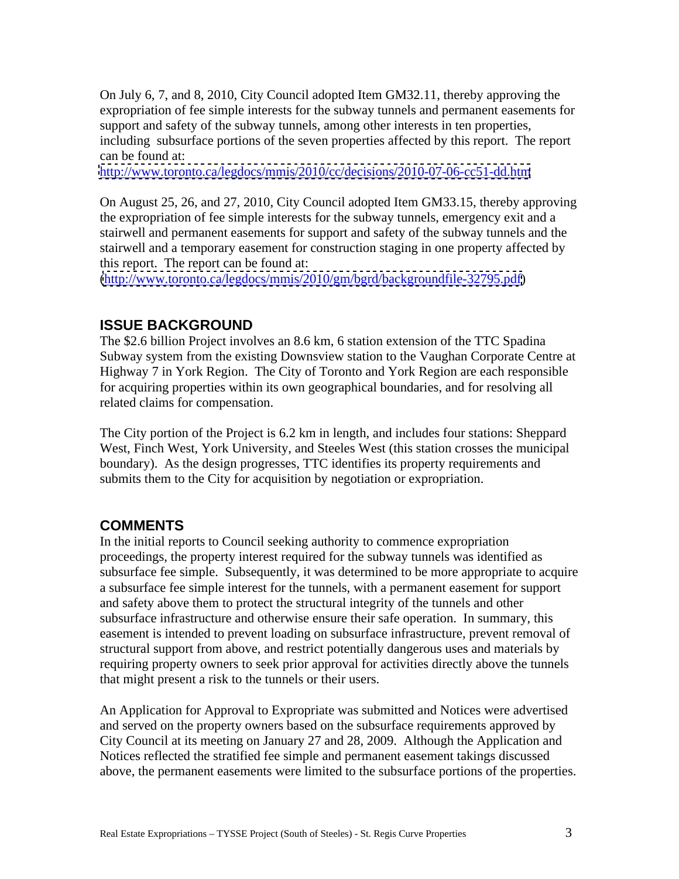On July 6, 7, and 8, 2010, City Council adopted Item GM32.11, thereby approving the expropriation of fee simple interests for the subway tunnels and permanent easements for support and safety of the subway tunnels, among other interests in ten properties, including subsurface portions of the seven properties affected by this report. The report can be found at: http://www.toronto.ca/legdocs/mmis/2010/cc/decisions/2010-07-06-cc51-dd.htm

On August 25, 26, and 27, 2010, City Council adopted Item GM33.15, thereby approving the expropriation of fee simple interests for the subway tunnels, emergency exit and a stairwell and permanent easements for support and safety of the subway tunnels and the stairwell and a temporary easement for construction staging in one property affected by this report. The report can be found at: (http://www.toronto.ca/legdocs/mmis/2010/gm/bgrd/backgroundfile-32795.pdf)

## ISSUE BACKGROUND

The $2.6 billion Project involves an 8.6 km, 6 station extension of the TTC Spadina Subway system from the existing Downsview station to the Vaughan Corporate Centre at Highway 7 in York Region. The City of Toronto and York Region are each responsible for acquiring properties within its own geographical boundaries, and for resolving all related claims for compensation.

The City portion of the Project is 6.2 km in length, and includes four stations: Sheppard West, Finch West, York University, and Steeles West (this station crosses the municipal boundary). As the design progresses, TTC identifies its property requirements and submits them to the City for acquisition by negotiation or expropriation.

## COMMENTS

In the initial reports to Council seeking authority to commence expropriation proceedings, the property interest required for the subway tunnels was identified as subsurface fee simple. Subsequently, it was determined to be more appropriate to acquire a subsurface fee simple interest for the tunnels, with a permanent easement for support and safety above them to protect the structural integrity of the tunnels and other subsurface infrastructure and otherwise ensure their safe operation. In summary, this easement is intended to prevent loading on subsurface infrastructure, prevent removal of structural support from above, and restrict potentially dangerous uses and materials by requiring property owners to seek prior approval for activities directly above the tunnels that might present a risk to the tunnels or their users.

An Application for Approval to Expropriate was submitted and Notices were advertised and served on the property owners based on the subsurface requirements approved by City Council at its meeting on January 27 and 28, 2009. Although the Application and Notices reflected the stratified fee simple and permanent easement takings discussed above, the permanent easements were limited to the subsurface portions of the properties.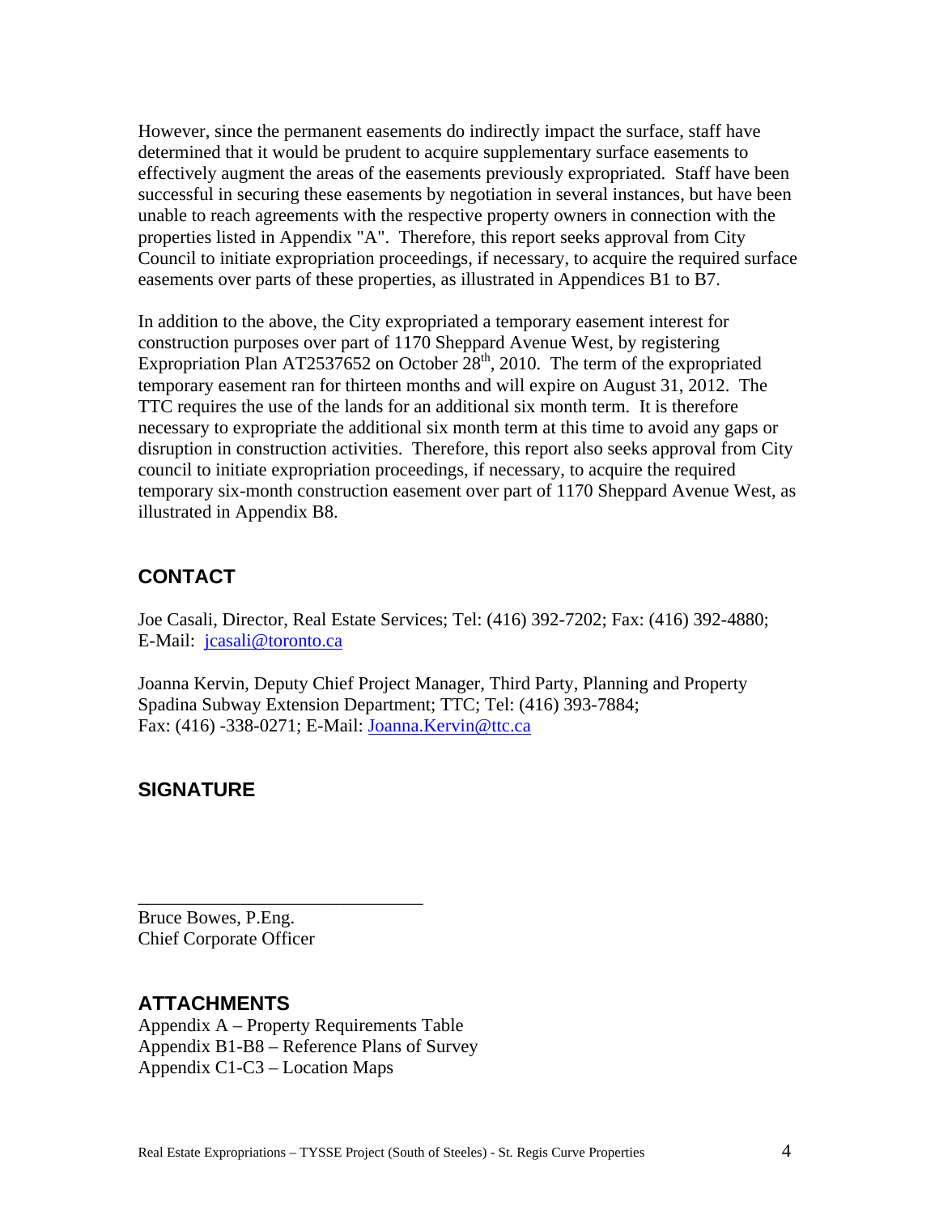However, since the permanent easements do indirectly impact the surface, staff have determined that it would be prudent to acquire supplementary surface easements to effectively augment the areas of the easements previously expropriated. Staff have been successful in securing these easements by negotiation in several instances, but have been unable to reach agreements with the respective property owners in connection with the properties listed in Appendix "A". Therefore, this report seeks approval from City Council to initiate expropriation proceedings, if necessary, to acquire the required surface easements over parts of these properties, as illustrated in Appendices B1 to B7.

In addition to the above, the City expropriated a temporary easement interest for construction purposes over part of 1170 Sheppard Avenue West, by registering Expropriation Plan AT2537652 on October 28th, 2010. The term of the expropriated temporary easement ran for thirteen months and will expire on August 31, 2012. The TTC requires the use of the lands for an additional six month term. It is therefore necessary to expropriate the additional six month term at this time to avoid any gaps or disruption in construction activities. Therefore, this report also seeks approval from City council to initiate expropriation proceedings, if necessary, to acquire the required temporary six-month construction easement over part of 1170 Sheppard Avenue West, as illustrated in Appendix B8.

## CONTACT

Joe Casali, Director, Real Estate Services; Tel: (416) 392-7202; Fax: (416) 392-4880; E-Mail: jcasali@toronto.ca

Joanna Kervin, Deputy Chief Project Manager, Third Party, Planning and Property Spadina Subway Extension Department; TTC; Tel: (416) 393-7884; Fax: (416) -338-0271; E-Mail: Joanna.Kervin@ttc.ca

## SIGNATURE

_______________________________

Bruce Bowes, P.Eng.
Chief Corporate Officer

## ATTACHMENTS

Appendix A – Property Requirements Table
Appendix B1-B8 – Reference Plans of Survey
Appendix C1-C3 – Location Maps